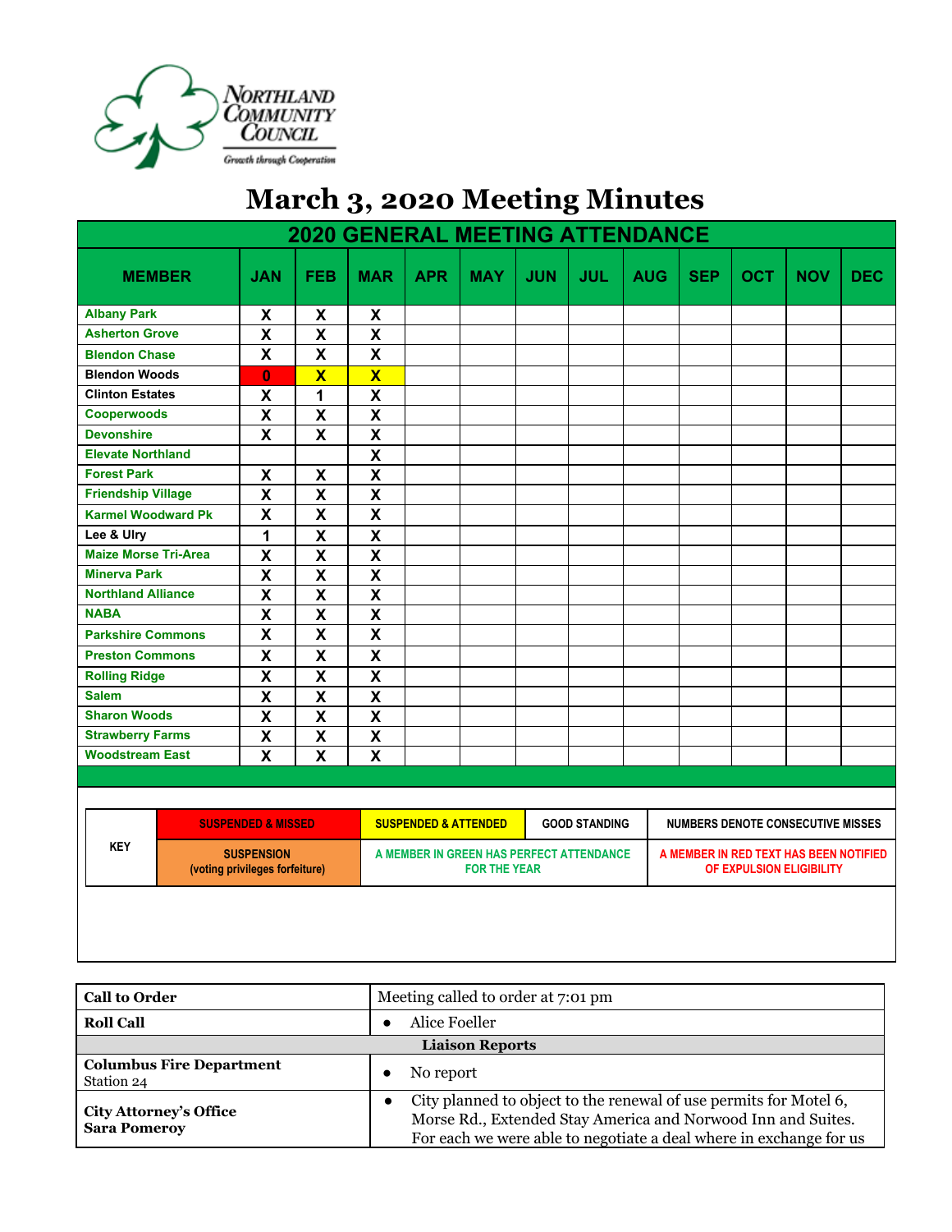Northland Community Council

Growth through Cooperation

# March 3, 2020 Meeting Minutes

## 2020 GENERAL MEETING ATTENDANCE

| MEMBER | JAN | FEB | MAR | APR | MAY | JUN | JUL | AUG | SEP | OCT | NOV | DEC |
|---|---|---|---|---|---|---|---|---|---|---|---|---|
| Albany Park | X | X | X | | | | | | | | | |
| Asherton Grove | X | X | X | | | | | | | | | |
| Blendon Chase | X | X | X | | | | | | | | | |
| Blendon Woods | 0 | X | X | | | | | | | | | |
| Clinton Estates | X | 1 | X | | | | | | | | | |
| Cooperwoods | X | X | X | | | | | | | | | |
| Devonshire | X | X | X | | | | | | | | | |
| Elevate Northland | | | X | | | | | | | | | |
| Forest Park | X | X | X | | | | | | | | | |
| Friendship Village | X | X | X | | | | | | | | | |
| Karmel Woodward Pk | X | X | X | | | | | | | | | |
| Lee & Ulry | 1 | X | X | | | | | | | | | |
| Maize Morse Tri-Area | X | X | X | | | | | | | | | |
| Minerva Park | X | X | X | | | | | | | | | |
| Northland Alliance | X | X | X | | | | | | | | | |
| NABA | X | X | X | | | | | | | | | |
| Parkshire Commons | X | X | X | | | | | | | | | |
| Preston Commons | X | X | X | | | | | | | | | |
| Rolling Ridge | X | X | X | | | | | | | | | |
| Salem | X | X | X | | | | | | | | | |
| Sharon Woods | X | X | X | | | | | | | | | |
| Strawberry Farms | X | X | X | | | | | | | | | |
| Woodstream East | X | X | X | | | | | | | | | |

| KEY | | | | |
|---|---|---|---|---|
| KEY | SUSPENDED & MISSED | SUSPENDED & ATTENDED | GOOD STANDING | NUMBERS DENOTE CONSECUTIVE MISSES |
| | SUSPENSION (voting privileges forfeiture) | A MEMBER IN GREEN HAS PERFECT ATTENDANCE FOR THE YEAR | | A MEMBER IN RED TEXT HAS BEEN NOTIFIED OF EXPULSION ELIGIBILITY |

| | |
|---|---|
| **Call to Order** | Meeting called to order at 7:01 pm |
| **Roll Call** | • Alice Foeller |
| **Liaison Reports** | |
| **Columbus Fire Department** Station 24 | • No report |
| **City Attorney's Office** **Sara Pomeroy** | • City planned to object to the renewal of use permits for Motel 6, Morse Rd., Extended Stay America and Norwood Inn and Suites. For each we were able to negotiate a deal where in exchange for us |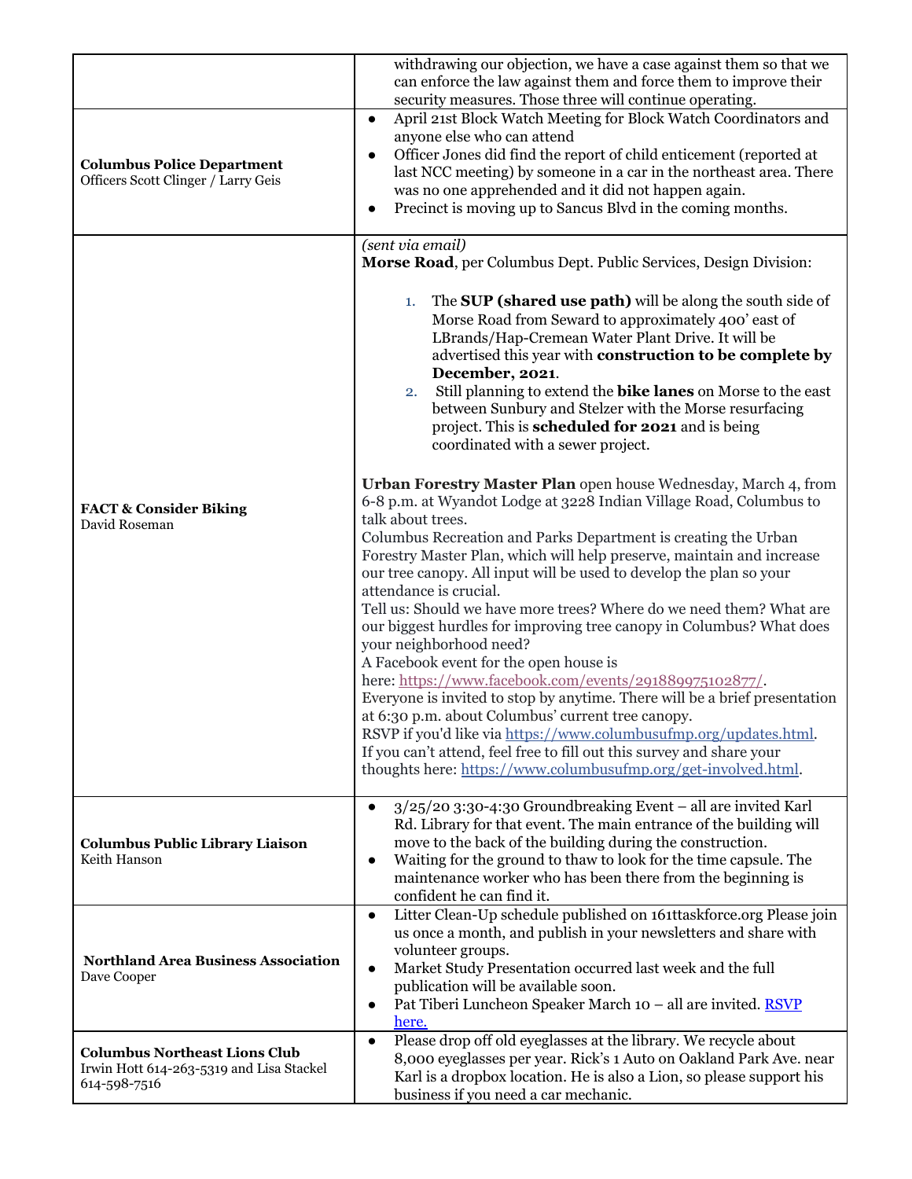| | |
|---|---|
| | withdrawing our objection, we have a case against them so that we can enforce the law against them and force them to improve their security measures. Those three will continue operating. |
| **Columbus Police Department**<br>Officers Scott Clinger / Larry Geis | • April 21st Block Watch Meeting for Block Watch Coordinators and anyone else who can attend<br>• Officer Jones did find the report of child enticement (reported at last NCC meeting) by someone in a car in the northeast area. There was no one apprehended and it did not happen again.<br>• Precinct is moving up to Sancus Blvd in the coming months. |
| **FACT & Consider Biking**<br>David Roseman | *(sent via email)*<br>**Morse Road**, per Columbus Dept. Public Services, Design Division:<br>1. The **SUP (shared use path)** will be along the south side of Morse Road from Seward to approximately 400' east of LBrands/Hap-Cremean Water Plant Drive. It will be advertised this year with **construction to be complete by December, 2021**.<br>2. Still planning to extend the **bike lanes** on Morse to the east between Sunbury and Stelzer with the Morse resurfacing project. This is **scheduled for 2021** and is being coordinated with a sewer project.<br><br>**Urban Forestry Master Plan** open house Wednesday, March 4, from 6-8 p.m. at Wyandot Lodge at 3228 Indian Village Road, Columbus to talk about trees.<br>Columbus Recreation and Parks Department is creating the Urban Forestry Master Plan, which will help preserve, maintain and increase our tree canopy. All input will be used to develop the plan so your attendance is crucial.<br>Tell us: Should we have more trees? Where do we need them? What are our biggest hurdles for improving tree canopy in Columbus? What does your neighborhood need?<br>A Facebook event for the open house is here: https://www.facebook.com/events/291889975102877/.<br>Everyone is invited to stop by anytime. There will be a brief presentation at 6:30 p.m. about Columbus' current tree canopy.<br>RSVP if you'd like via https://www.columbusufmp.org/updates.html.<br>If you can't attend, feel free to fill out this survey and share your thoughts here: https://www.columbusufmp.org/get-involved.html. |
| **Columbus Public Library Liaison**<br>Keith Hanson | • 3/25/20 3:30-4:30 Groundbreaking Event – all are invited Karl Rd. Library for that event. The main entrance of the building will move to the back of the building during the construction.<br>• Waiting for the ground to thaw to look for the time capsule. The maintenance worker who has been there from the beginning is confident he can find it. |
| **Northland Area Business Association**<br>Dave Cooper | • Litter Clean-Up schedule published on 161ttaskforce.org Please join us once a month, and publish in your newsletters and share with volunteer groups.<br>• Market Study Presentation occurred last week and the full publication will be available soon.<br>• Pat Tiberi Luncheon Speaker March 10 – all are invited. RSVP here. |
| **Columbus Northeast Lions Club**<br>Irwin Hott 614-263-5319 and Lisa Stackel 614-598-7516 | • Please drop off old eyeglasses at the library. We recycle about 8,000 eyeglasses per year. Rick's 1 Auto on Oakland Park Ave. near Karl is a dropbox location. He is also a Lion, so please support his business if you need a car mechanic. |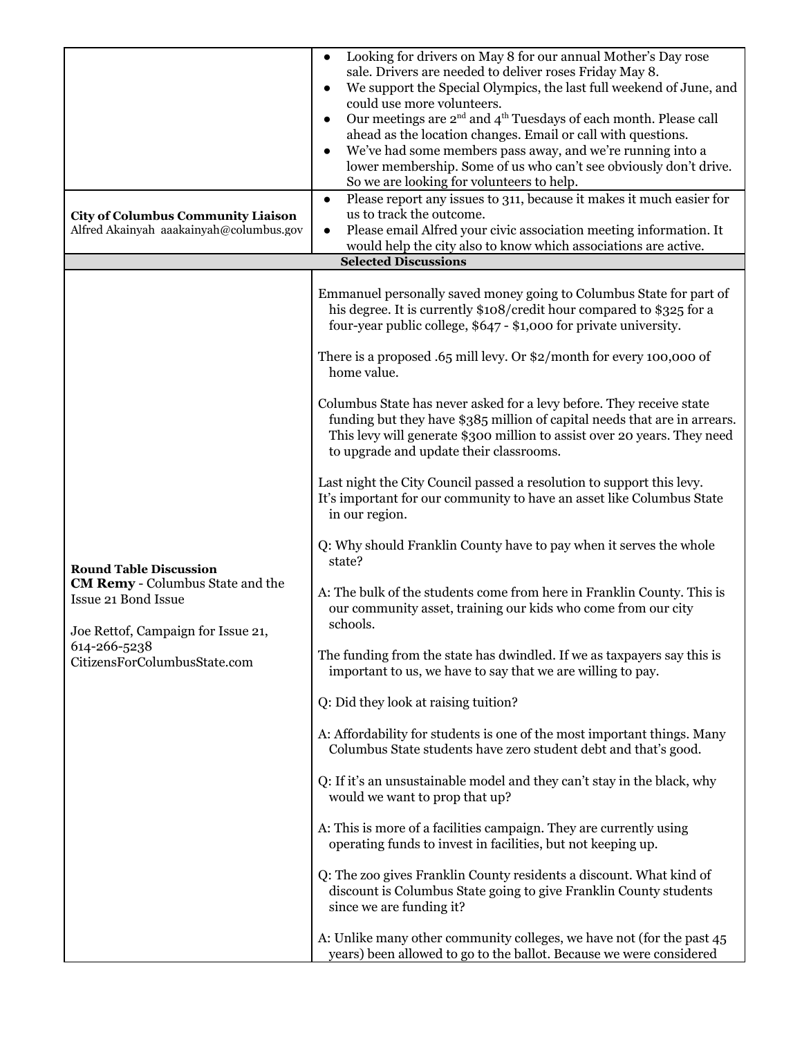| | |
|---|---|
| | • Looking for drivers on May 8 for our annual Mother's Day rose sale. Drivers are needed to deliver roses Friday May 8.<br>• We support the Special Olympics, the last full weekend of June, and could use more volunteers.<br>• Our meetings are 2nd and 4th Tuesdays of each month. Please call ahead as the location changes. Email or call with questions.<br>• We've had some members pass away, and we're running into a lower membership. Some of us who can't see obviously don't drive. So we are looking for volunteers to help. |
| **City of Columbus Community Liaison**<br>Alfred Akainyah aaakainyah@columbus.gov | • Please report any issues to 311, because it makes it much easier for us to track the outcome.<br>• Please email Alfred your civic association meeting information. It would help the city also to know which associations are active. |
| **Selected Discussions** | |
| **Round Table Discussion**<br>**CM Remy** - Columbus State and the Issue 21 Bond Issue<br><br>Joe Rettof, Campaign for Issue 21, 614-266-5238 CitizensForColumbusState.com | Emmanuel personally saved money going to Columbus State for part of his degree. It is currently $108/credit hour compared to $325 for a four-year public college, $647 - $1,000 for private university.<br><br>There is a proposed .65 mill levy. Or $2/month for every 100,000 of home value.<br><br>Columbus State has never asked for a levy before. They receive state funding but they have $385 million of capital needs that are in arrears. This levy will generate $300 million to assist over 20 years. They need to upgrade and update their classrooms.<br><br>Last night the City Council passed a resolution to support this levy. It's important for our community to have an asset like Columbus State in our region.<br><br>Q: Why should Franklin County have to pay when it serves the whole state?<br><br>A: The bulk of the students come from here in Franklin County. This is our community asset, training our kids who come from our city schools.<br><br>The funding from the state has dwindled. If we as taxpayers say this is important to us, we have to say that we are willing to pay.<br><br>Q: Did they look at raising tuition?<br><br>A: Affordability for students is one of the most important things. Many Columbus State students have zero student debt and that's good.<br><br>Q: If it's an unsustainable model and they can't stay in the black, why would we want to prop that up?<br><br>A: This is more of a facilities campaign. They are currently using operating funds to invest in facilities, but not keeping up.<br><br>Q: The zoo gives Franklin County residents a discount. What kind of discount is Columbus State going to give Franklin County students since we are funding it?<br><br>A: Unlike many other community colleges, we have not (for the past 45 years) been allowed to go to the ballot. Because we were considered |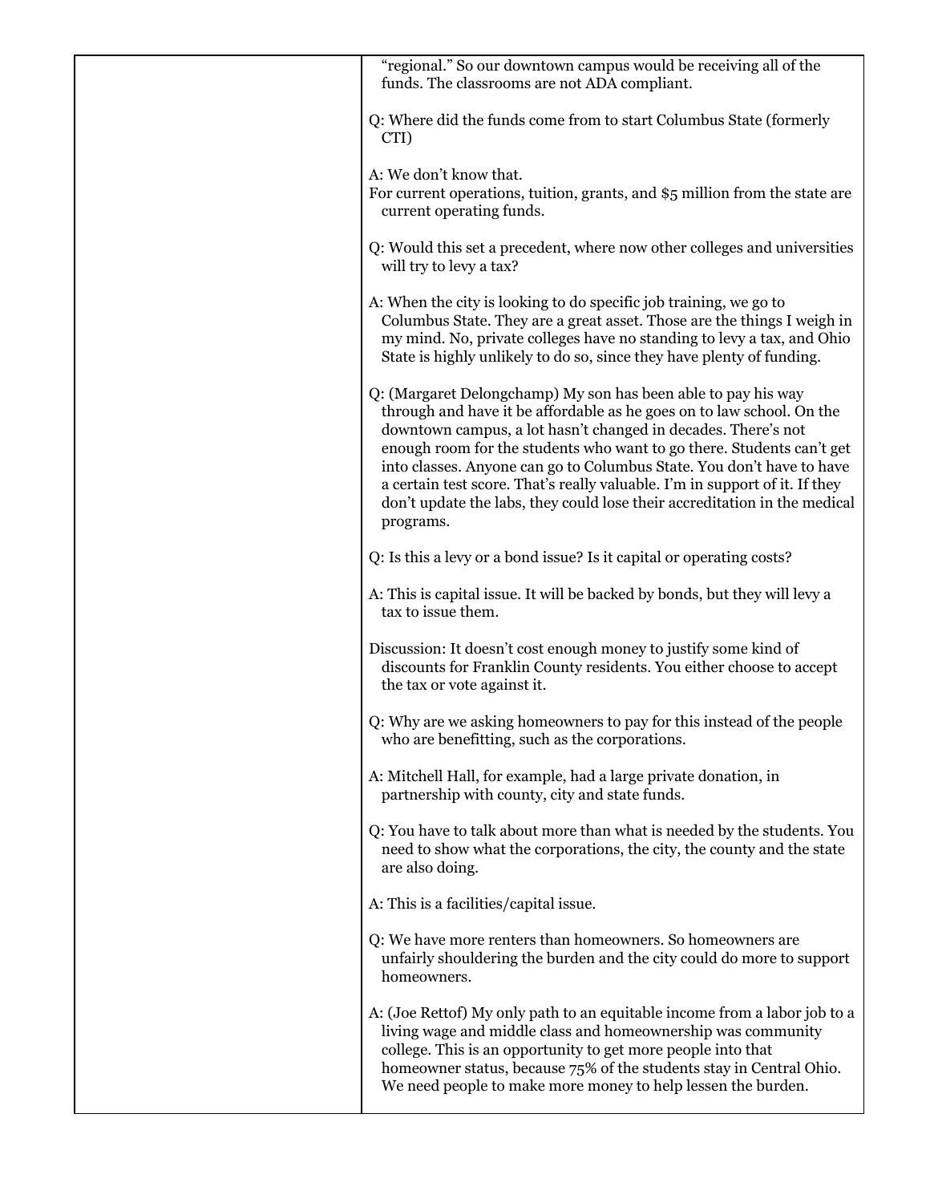"regional." So our downtown campus would be receiving all of the funds. The classrooms are not ADA compliant.

Q: Where did the funds come from to start Columbus State (formerly CTI)

A: We don't know that.

For current operations, tuition, grants, and $5 million from the state are current operating funds.

Q: Would this set a precedent, where now other colleges and universities will try to levy a tax?

A: When the city is looking to do specific job training, we go to Columbus State. They are a great asset. Those are the things I weigh in my mind. No, private colleges have no standing to levy a tax, and Ohio State is highly unlikely to do so, since they have plenty of funding.

Q: (Margaret Delongchamp) My son has been able to pay his way through and have it be affordable as he goes on to law school. On the downtown campus, a lot hasn't changed in decades. There's not enough room for the students who want to go there. Students can't get into classes. Anyone can go to Columbus State. You don't have to have a certain test score. That's really valuable. I'm in support of it. If they don't update the labs, they could lose their accreditation in the medical programs.

Q: Is this a levy or a bond issue? Is it capital or operating costs?

A: This is capital issue. It will be backed by bonds, but they will levy a tax to issue them.

Discussion: It doesn't cost enough money to justify some kind of discounts for Franklin County residents. You either choose to accept the tax or vote against it.

Q: Why are we asking homeowners to pay for this instead of the people who are benefitting, such as the corporations.

A: Mitchell Hall, for example, had a large private donation, in partnership with county, city and state funds.

Q: You have to talk about more than what is needed by the students. You need to show what the corporations, the city, the county and the state are also doing.

A: This is a facilities/capital issue.

Q: We have more renters than homeowners. So homeowners are unfairly shouldering the burden and the city could do more to support homeowners.

A: (Joe Rettof) My only path to an equitable income from a labor job to a living wage and middle class and homeownership was community college. This is an opportunity to get more people into that homeowner status, because 75% of the students stay in Central Ohio. We need people to make more money to help lessen the burden.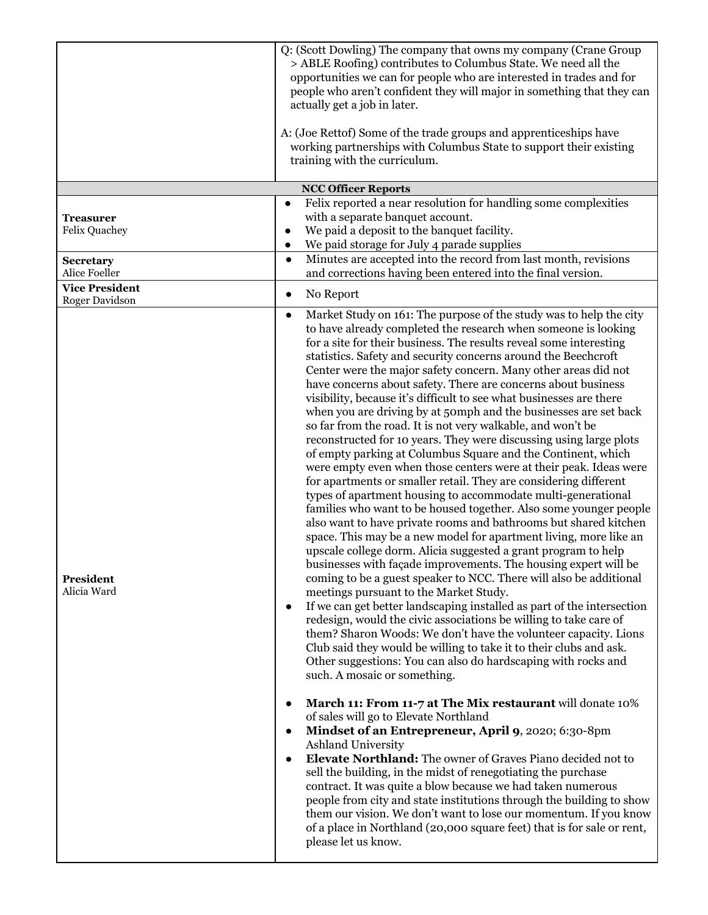| | |
|---|---|
| | Q: (Scott Dowling) The company that owns my company (Crane Group > ABLE Roofing) contributes to Columbus State. We need all the opportunities we can for people who are interested in trades and for people who aren't confident they will major in something that they can actually get a job in later.<br><br>A: (Joe Rettof) Some of the trade groups and apprenticeships have working partnerships with Columbus State to support their existing training with the curriculum. |
| **NCC Officer Reports** | |
| **Treasurer**<br>Felix Quachey | • Felix reported a near resolution for handling some complexities with a separate banquet account.<br>• We paid a deposit to the banquet facility.<br>• We paid storage for July 4 parade supplies |
| **Secretary**<br>Alice Foeller | • Minutes are accepted into the record from last month, revisions and corrections having been entered into the final version. |
| **Vice President**<br>Roger Davidson | • No Report |
| **President**<br>Alicia Ward | • Market Study on 161: The purpose of the study was to help the city to have already completed the research when someone is looking for a site for their business. The results reveal some interesting statistics. Safety and security concerns around the Beechcroft Center were the major safety concern. Many other areas did not have concerns about safety. There are concerns about business visibility, because it's difficult to see what businesses are there when you are driving by at 50mph and the businesses are set back so far from the road. It is not very walkable, and won't be reconstructed for 10 years. They were discussing using large plots of empty parking at Columbus Square and the Continent, which were empty even when those centers were at their peak. Ideas were for apartments or smaller retail. They are considering different types of apartment housing to accommodate multi-generational families who want to be housed together. Also some younger people also want to have private rooms and bathrooms but shared kitchen space. This may be a new model for apartment living, more like an upscale college dorm. Alicia suggested a grant program to help businesses with façade improvements. The housing expert will be coming to be a guest speaker to NCC. There will also be additional meetings pursuant to the Market Study.<br>• If we can get better landscaping installed as part of the intersection redesign, would the civic associations be willing to take care of them? Sharon Woods: We don't have the volunteer capacity. Lions Club said they would be willing to take it to their clubs and ask. Other suggestions: You can also do hardscaping with rocks and such. A mosaic or something.<br><br>• **March 11: From 11-7 at The Mix restaurant** will donate 10% of sales will go to Elevate Northland<br>• **Mindset of an Entrepreneur, April 9**, 2020; 6:30-8pm Ashland University<br>• **Elevate Northland:** The owner of Graves Piano decided not to sell the building, in the midst of renegotiating the purchase contract. It was quite a blow because we had taken numerous people from city and state institutions through the building to show them our vision. We don't want to lose our momentum. If you know of a place in Northland (20,000 square feet) that is for sale or rent, please let us know. |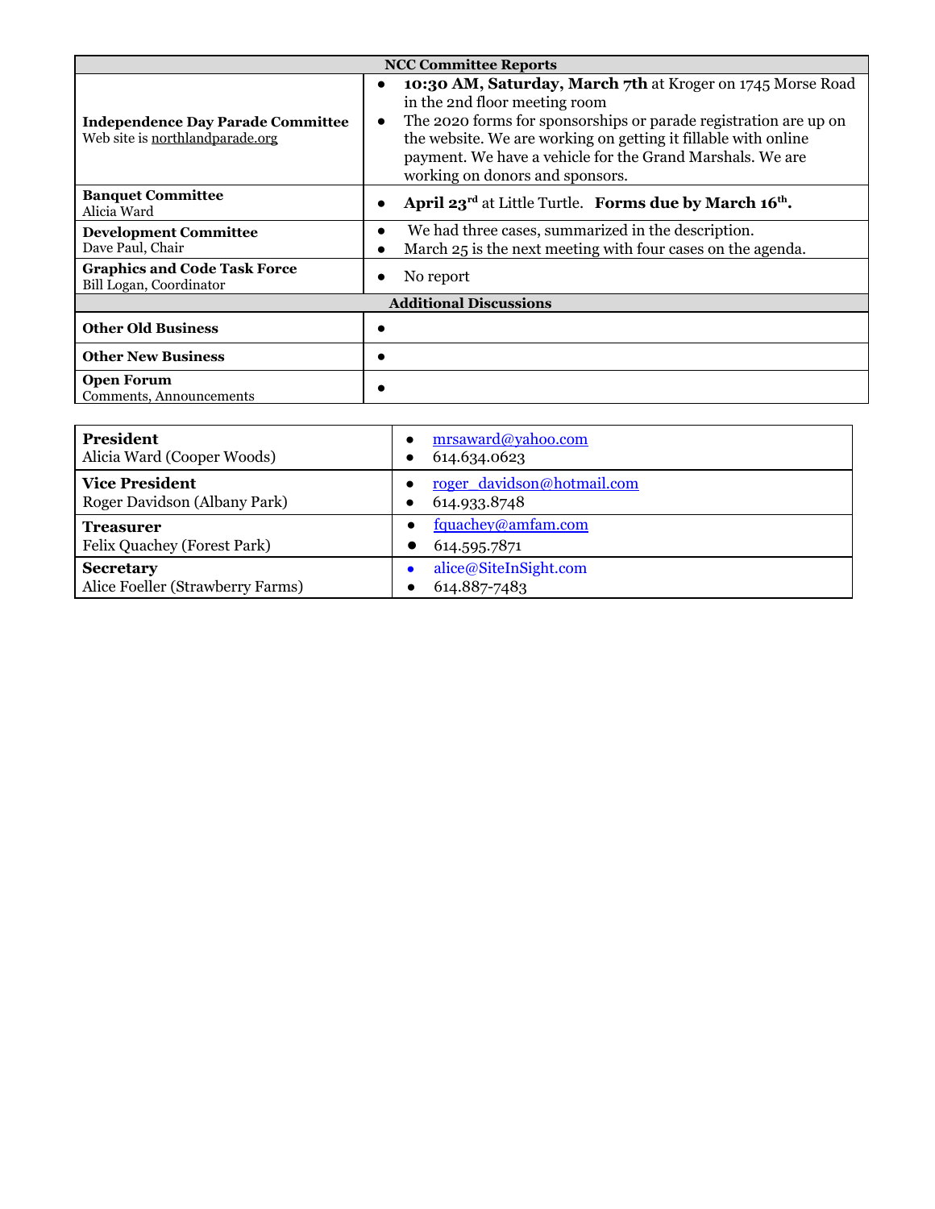| NCC Committee Reports | |
|---|---|
| **Independence Day Parade Committee**<br>Web site is northlandparade.org | • **10:30 AM, Saturday, March 7th** at Kroger on 1745 Morse Road in the 2nd floor meeting room<br>• The 2020 forms for sponsorships or parade registration are up on the website. We are working on getting it fillable with online payment. We have a vehicle for the Grand Marshals. We are working on donors and sponsors. |
| **Banquet Committee**<br>Alicia Ward | • **April 23rd** at Little Turtle. **Forms due by March 16th.** |
| **Development Committee**<br>Dave Paul, Chair | • We had three cases, summarized in the description.<br>• March 25 is the next meeting with four cases on the agenda. |
| **Graphics and Code Task Force**<br>Bill Logan, Coordinator | • No report |
| **Additional Discussions** | |
| **Other Old Business** | • |
| **Other New Business** | • |
| **Open Forum**<br>Comments, Announcements | • |

| | |
|---|---|
| **President**<br>Alicia Ward (Cooper Woods) | • mrsaward@yahoo.com<br>• 614.634.0623 |
| **Vice President**<br>Roger Davidson (Albany Park) | • roger_davidson@hotmail.com<br>• 614.933.8748 |
| **Treasurer**<br>Felix Quachey (Forest Park) | • fquachey@amfam.com<br>• 614.595.7871 |
| **Secretary**<br>Alice Foeller (Strawberry Farms) | • alice@SiteInSight.com<br>• 614.887-7483 |